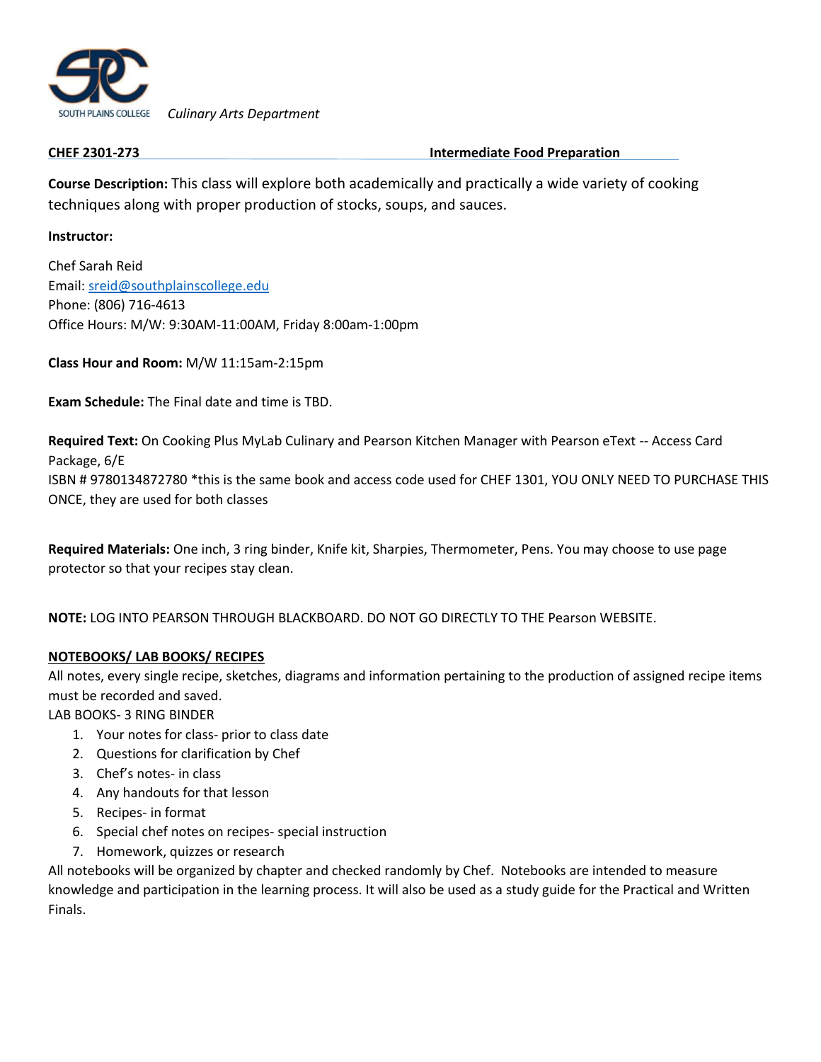SOUTH PLAINS COLLEGE *Culinary Arts Department*

**CHEF 2301-273** **Intermediate Food Preparation**

**Course Description:** This class will explore both academically and practically a wide variety of cooking techniques along with proper production of stocks, soups, and sauces.

**Instructor:**

Chef Sarah Reid
Email: sreid@southplainscollege.edu
Phone: (806) 716-4613
Office Hours: M/W: 9:30AM-11:00AM, Friday 8:00am-1:00pm

**Class Hour and Room:** M/W 11:15am-2:15pm

**Exam Schedule:** The Final date and time is TBD.

**Required Text:** On Cooking Plus MyLab Culinary and Pearson Kitchen Manager with Pearson eText -- Access Card Package, 6/E
ISBN # 9780134872780 *this is the same book and access code used for CHEF 1301, YOU ONLY NEED TO PURCHASE THIS ONCE, they are used for both classes

**Required Materials:** One inch, 3 ring binder, Knife kit, Sharpies, Thermometer, Pens. You may choose to use page protector so that your recipes stay clean.

**NOTE:** LOG INTO PEARSON THROUGH BLACKBOARD. DO NOT GO DIRECTLY TO THE Pearson WEBSITE.

**NOTEBOOKS/ LAB BOOKS/ RECIPES**

All notes, every single recipe, sketches, diagrams and information pertaining to the production of assigned recipe items must be recorded and saved.

LAB BOOKS- 3 RING BINDER

1. Your notes for class- prior to class date
2. Questions for clarification by Chef
3. Chef's notes- in class
4. Any handouts for that lesson
5. Recipes- in format
6. Special chef notes on recipes- special instruction
7. Homework, quizzes or research

All notebooks will be organized by chapter and checked randomly by Chef. Notebooks are intended to measure knowledge and participation in the learning process. It will also be used as a study guide for the Practical and Written Finals.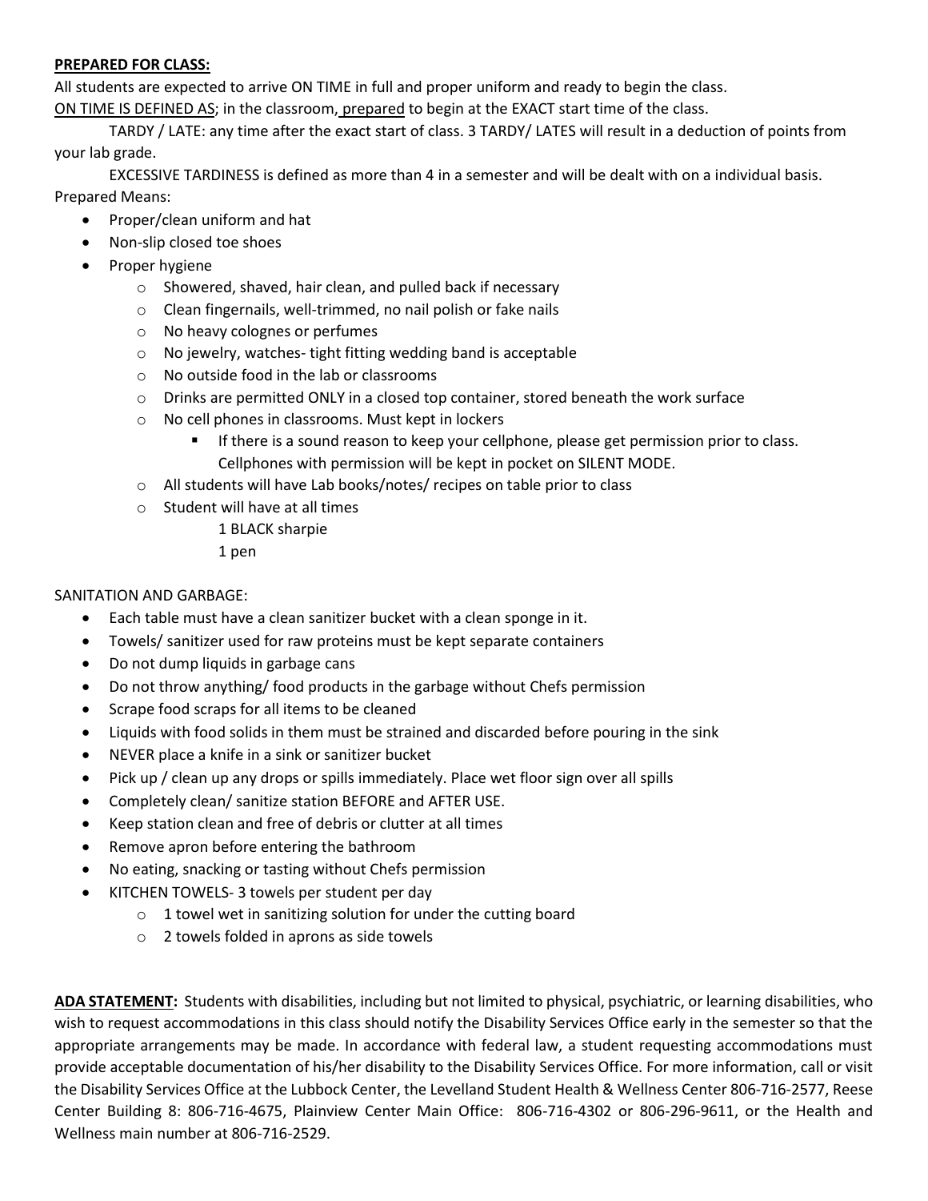**PREPARED FOR CLASS:**

All students are expected to arrive ON TIME in full and proper uniform and ready to begin the class.

ON TIME IS DEFINED AS; in the classroom, prepared to begin at the EXACT start time of the class.

TARDY / LATE: any time after the exact start of class. 3 TARDY/ LATES will result in a deduction of points from your lab grade.

EXCESSIVE TARDINESS is defined as more than 4 in a semester and will be dealt with on a individual basis.

Prepared Means:

- Proper/clean uniform and hat
- Non-slip closed toe shoes
- Proper hygiene
  - Showered, shaved, hair clean, and pulled back if necessary
  - Clean fingernails, well-trimmed, no nail polish or fake nails
  - No heavy colognes or perfumes
  - No jewelry, watches- tight fitting wedding band is acceptable
  - No outside food in the lab or classrooms
  - Drinks are permitted ONLY in a closed top container, stored beneath the work surface
  - No cell phones in classrooms. Must kept in lockers
    - If there is a sound reason to keep your cellphone, please get permission prior to class. Cellphones with permission will be kept in pocket on SILENT MODE.
  - All students will have Lab books/notes/ recipes on table prior to class
  - Student will have at all times

    1 BLACK sharpie

    1 pen

SANITATION AND GARBAGE:

- Each table must have a clean sanitizer bucket with a clean sponge in it.
- Towels/ sanitizer used for raw proteins must be kept separate containers
- Do not dump liquids in garbage cans
- Do not throw anything/ food products in the garbage without Chefs permission
- Scrape food scraps for all items to be cleaned
- Liquids with food solids in them must be strained and discarded before pouring in the sink
- NEVER place a knife in a sink or sanitizer bucket
- Pick up / clean up any drops or spills immediately. Place wet floor sign over all spills
- Completely clean/ sanitize station BEFORE and AFTER USE.
- Keep station clean and free of debris or clutter at all times
- Remove apron before entering the bathroom
- No eating, snacking or tasting without Chefs permission
- KITCHEN TOWELS- 3 towels per student per day
  - 1 towel wet in sanitizing solution for under the cutting board
  - 2 towels folded in aprons as side towels

**ADA STATEMENT:** Students with disabilities, including but not limited to physical, psychiatric, or learning disabilities, who wish to request accommodations in this class should notify the Disability Services Office early in the semester so that the appropriate arrangements may be made. In accordance with federal law, a student requesting accommodations must provide acceptable documentation of his/her disability to the Disability Services Office. For more information, call or visit the Disability Services Office at the Lubbock Center, the Levelland Student Health & Wellness Center 806-716-2577, Reese Center Building 8: 806-716-4675, Plainview Center Main Office: 806-716-4302 or 806-296-9611, or the Health and Wellness main number at 806-716-2529.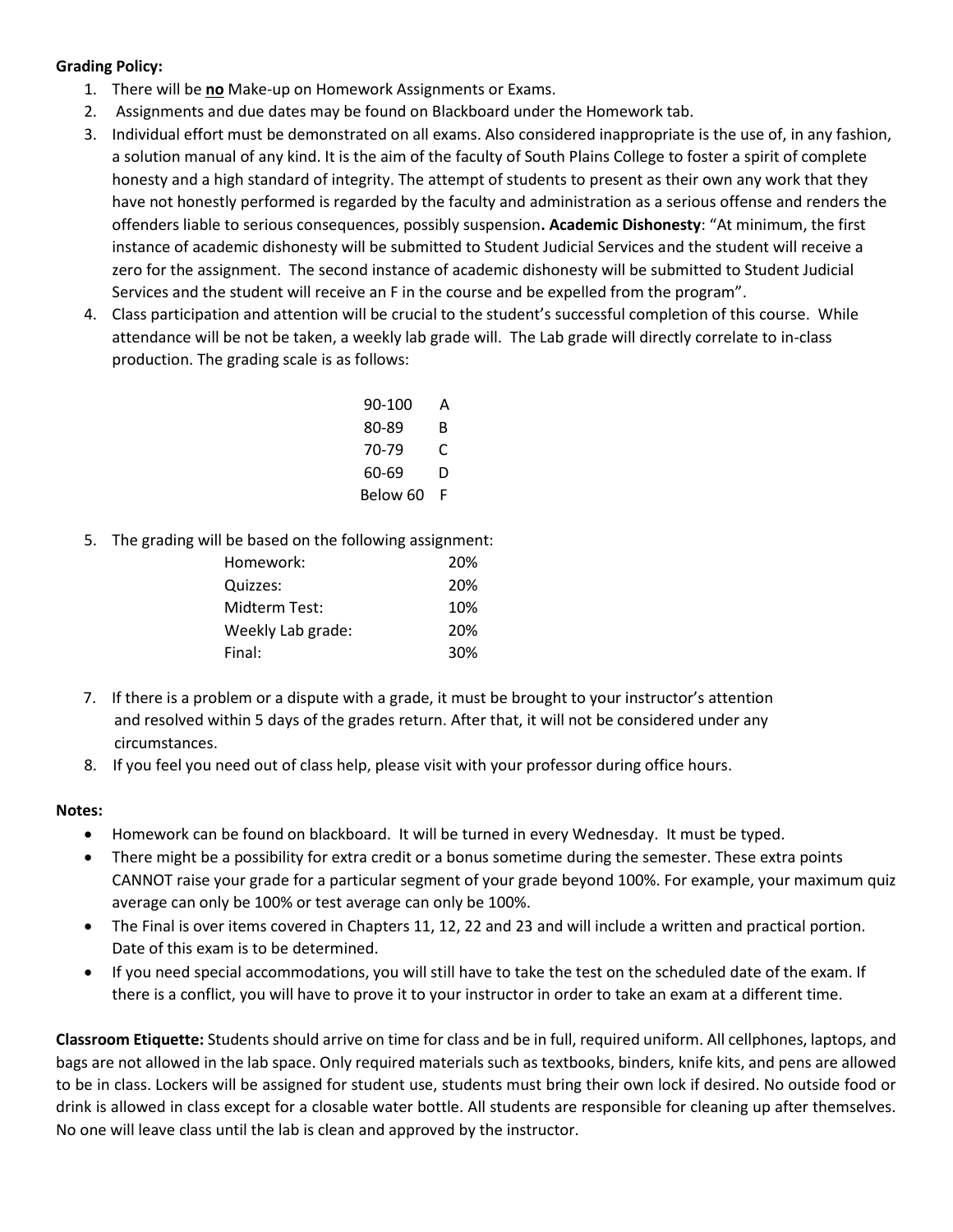**Grading Policy:**

1. There will be **no** Make-up on Homework Assignments or Exams.
2. Assignments and due dates may be found on Blackboard under the Homework tab.
3. Individual effort must be demonstrated on all exams. Also considered inappropriate is the use of, in any fashion, a solution manual of any kind. It is the aim of the faculty of South Plains College to foster a spirit of complete honesty and a high standard of integrity. The attempt of students to present as their own any work that they have not honestly performed is regarded by the faculty and administration as a serious offense and renders the offenders liable to serious consequences, possibly suspension**. Academic Dishonesty**: "At minimum, the first instance of academic dishonesty will be submitted to Student Judicial Services and the student will receive a zero for the assignment. The second instance of academic dishonesty will be submitted to Student Judicial Services and the student will receive an F in the course and be expelled from the program".
4. Class participation and attention will be crucial to the student's successful completion of this course. While attendance will be not be taken, a weekly lab grade will. The Lab grade will directly correlate to in-class production. The grading scale is as follows:

| | |
|---|---|
| 90-100 | A |
| 80-89 | B |
| 70-79 | C |
| 60-69 | D |
| Below 60 | F |

5. The grading will be based on the following assignment:

| | |
|---|---|
| Homework: | 20% |
| Quizzes: | 20% |
| Midterm Test: | 10% |
| Weekly Lab grade: | 20% |
| Final: | 30% |

7. If there is a problem or a dispute with a grade, it must be brought to your instructor's attention and resolved within 5 days of the grades return. After that, it will not be considered under any circumstances.
8. If you feel you need out of class help, please visit with your professor during office hours.

**Notes:**

- Homework can be found on blackboard. It will be turned in every Wednesday. It must be typed.
- There might be a possibility for extra credit or a bonus sometime during the semester. These extra points CANNOT raise your grade for a particular segment of your grade beyond 100%. For example, your maximum quiz average can only be 100% or test average can only be 100%.
- The Final is over items covered in Chapters 11, 12, 22 and 23 and will include a written and practical portion. Date of this exam is to be determined.
- If you need special accommodations, you will still have to take the test on the scheduled date of the exam. If there is a conflict, you will have to prove it to your instructor in order to take an exam at a different time.

**Classroom Etiquette:** Students should arrive on time for class and be in full, required uniform. All cellphones, laptops, and bags are not allowed in the lab space. Only required materials such as textbooks, binders, knife kits, and pens are allowed to be in class. Lockers will be assigned for student use, students must bring their own lock if desired. No outside food or drink is allowed in class except for a closable water bottle. All students are responsible for cleaning up after themselves. No one will leave class until the lab is clean and approved by the instructor.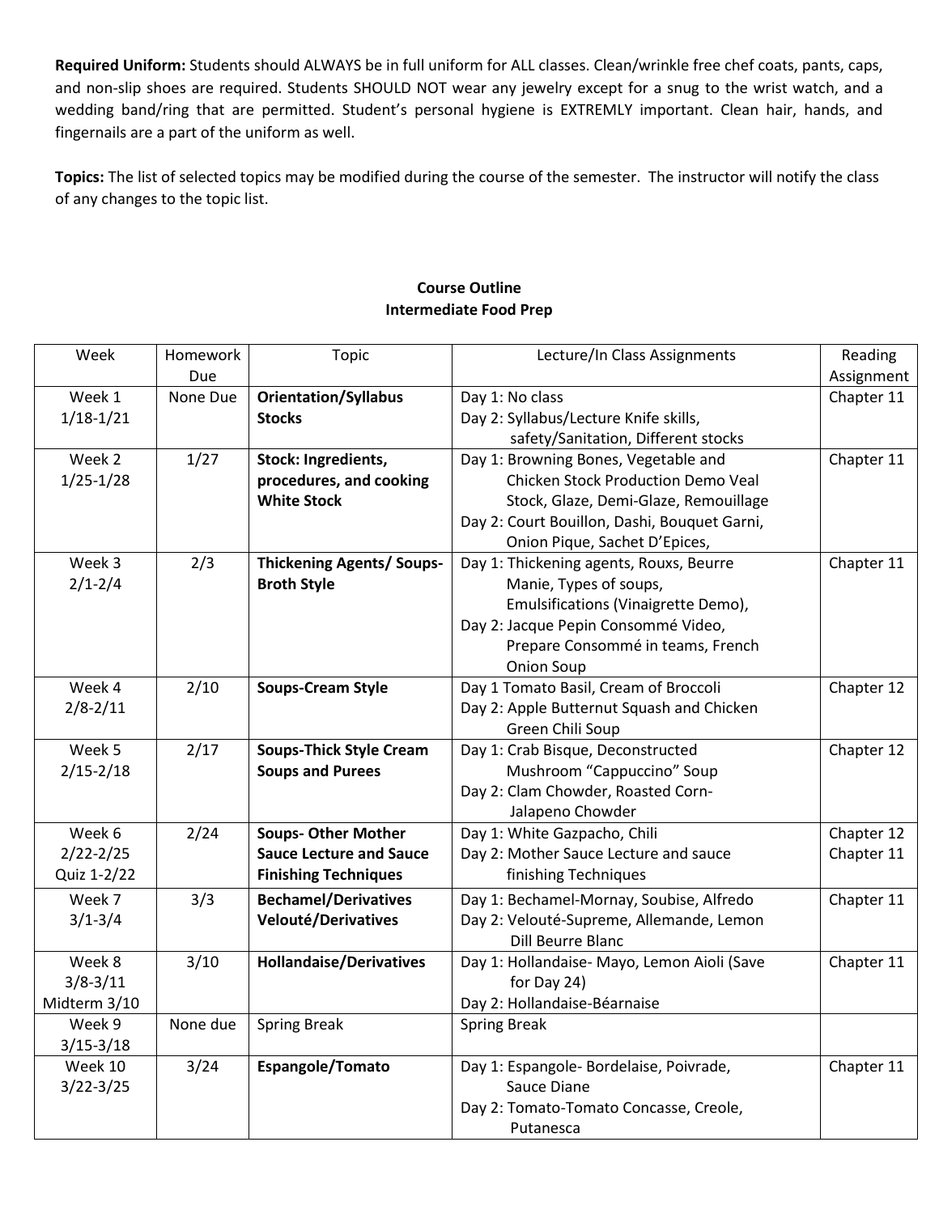**Required Uniform:** Students should ALWAYS be in full uniform for ALL classes. Clean/wrinkle free chef coats, pants, caps, and non-slip shoes are required. Students SHOULD NOT wear any jewelry except for a snug to the wrist watch, and a wedding band/ring that are permitted. Student's personal hygiene is EXTREMLY important. Clean hair, hands, and fingernails are a part of the uniform as well.

**Topics:** The list of selected topics may be modified during the course of the semester. The instructor will notify the class of any changes to the topic list.

**Course Outline**
**Intermediate Food Prep**

| Week | Homework Due | Topic | Lecture/In Class Assignments | Reading Assignment |
|---|---|---|---|---|
| Week 1 1/18-1/21 | None Due | **Orientation/Syllabus Stocks** | Day 1: No class<br>Day 2: Syllabus/Lecture Knife skills, safety/Sanitation, Different stocks | Chapter 11 |
| Week 2 1/25-1/28 | 1/27 | **Stock: Ingredients, procedures, and cooking White Stock** | Day 1: Browning Bones, Vegetable and Chicken Stock Production Demo Veal Stock, Glaze, Demi-Glaze, Remouillage<br>Day 2: Court Bouillon, Dashi, Bouquet Garni, Onion Pique, Sachet D'Epices, | Chapter 11 |
| Week 3 2/1-2/4 | 2/3 | **Thickening Agents/ Soups-Broth Style** | Day 1: Thickening agents, Rouxs, Beurre Manie, Types of soups, Emulsifications (Vinaigrette Demo),<br>Day 2: Jacque Pepin Consommé Video, Prepare Consommé in teams, French Onion Soup | Chapter 11 |
| Week 4 2/8-2/11 | 2/10 | **Soups-Cream Style** | Day 1 Tomato Basil, Cream of Broccoli<br>Day 2: Apple Butternut Squash and Chicken Green Chili Soup | Chapter 12 |
| Week 5 2/15-2/18 | 2/17 | **Soups-Thick Style Cream Soups and Purees** | Day 1: Crab Bisque, Deconstructed Mushroom "Cappuccino" Soup<br>Day 2: Clam Chowder, Roasted Corn-Jalapeno Chowder | Chapter 12 |
| Week 6 2/22-2/25 Quiz 1-2/22 | 2/24 | **Soups- Other Mother Sauce Lecture and Sauce Finishing Techniques** | Day 1: White Gazpacho, Chili<br>Day 2: Mother Sauce Lecture and sauce finishing Techniques | Chapter 12<br>Chapter 11 |
| Week 7 3/1-3/4 | 3/3 | **Bechamel/Derivatives Velouté/Derivatives** | Day 1: Bechamel-Mornay, Soubise, Alfredo<br>Day 2: Velouté-Supreme, Allemande, Lemon Dill Beurre Blanc | Chapter 11 |
| Week 8 3/8-3/11 Midterm 3/10 | 3/10 | **Hollandaise/Derivatives** | Day 1: Hollandaise- Mayo, Lemon Aioli (Save for Day 24)<br>Day 2: Hollandaise-Béarnaise | Chapter 11 |
| Week 9 3/15-3/18 | None due | Spring Break | Spring Break | |
| Week 10 3/22-3/25 | 3/24 | **Espangole/Tomato** | Day 1: Espangole- Bordelaise, Poivrade, Sauce Diane<br>Day 2: Tomato-Tomato Concasse, Creole, Putanesca | Chapter 11 |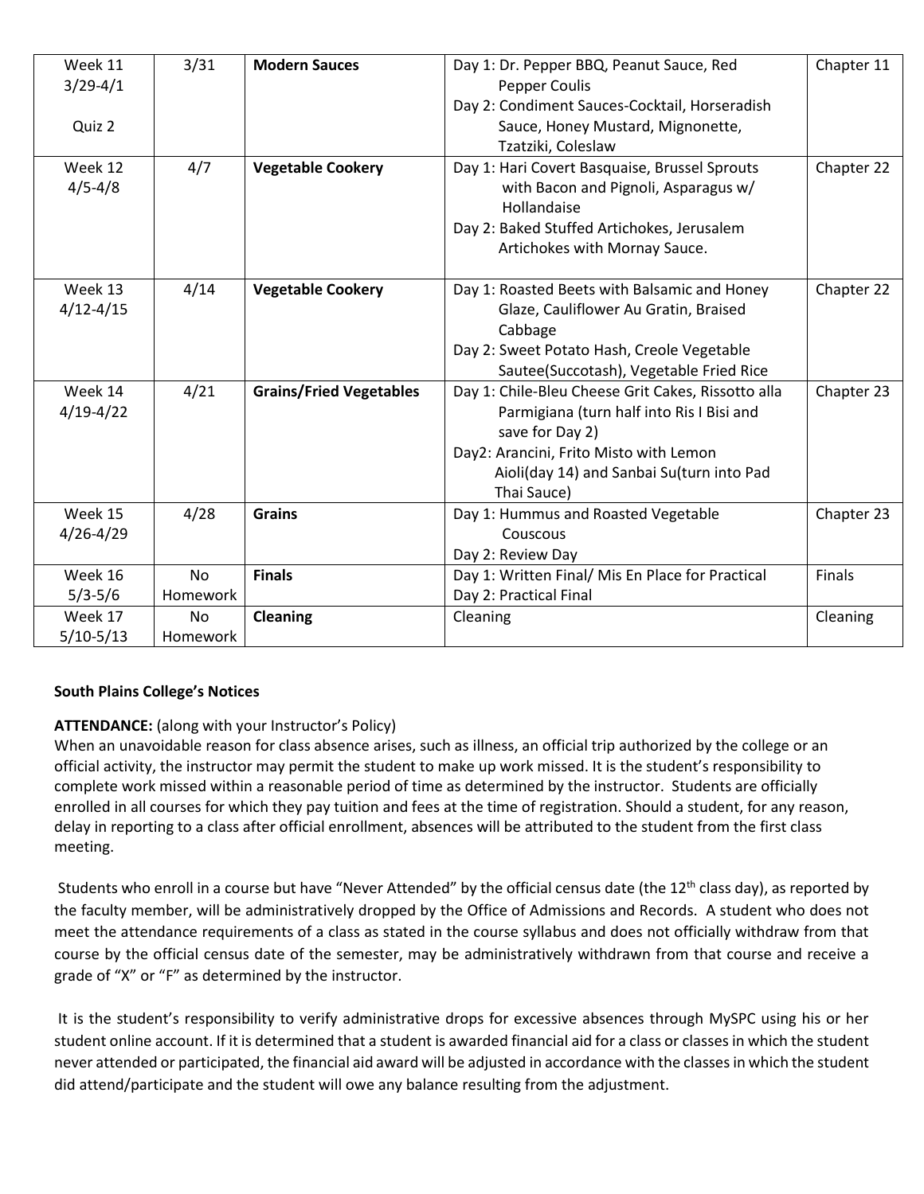| | | | | |
|---|---|---|---|---|
| Week 11<br>3/29-4/1<br><br>Quiz 2 | 3/31 | **Modern Sauces** | Day 1: Dr. Pepper BBQ, Peanut Sauce, Red Pepper Coulis<br>Day 2: Condiment Sauces-Cocktail, Horseradish Sauce, Honey Mustard, Mignonette, Tzatziki, Coleslaw | Chapter 11 |
| Week 12<br>4/5-4/8 | 4/7 | **Vegetable Cookery** | Day 1: Hari Covert Basquaise, Brussel Sprouts with Bacon and Pignoli, Asparagus w/ Hollandaise<br>Day 2: Baked Stuffed Artichokes, Jerusalem Artichokes with Mornay Sauce. | Chapter 22 |
| Week 13<br>4/12-4/15 | 4/14 | **Vegetable Cookery** | Day 1: Roasted Beets with Balsamic and Honey Glaze, Cauliflower Au Gratin, Braised Cabbage<br>Day 2: Sweet Potato Hash, Creole Vegetable Sautee(Succotash), Vegetable Fried Rice | Chapter 22 |
| Week 14<br>4/19-4/22 | 4/21 | **Grains/Fried Vegetables** | Day 1: Chile-Bleu Cheese Grit Cakes, Rissotto alla Parmigiana (turn half into Ris I Bisi and save for Day 2)<br>Day2: Arancini, Frito Misto with Lemon Aioli(day 14) and Sanbai Su(turn into Pad Thai Sauce) | Chapter 23 |
| Week 15<br>4/26-4/29 | 4/28 | **Grains** | Day 1: Hummus and Roasted Vegetable Couscous<br>Day 2: Review Day | Chapter 23 |
| Week 16<br>5/3-5/6 | No Homework | **Finals** | Day 1: Written Final/ Mis En Place for Practical<br>Day 2: Practical Final | Finals |
| Week 17<br>5/10-5/13 | No Homework | **Cleaning** | Cleaning | Cleaning |

**South Plains College's Notices**

**ATTENDANCE:** (along with your Instructor's Policy)
When an unavoidable reason for class absence arises, such as illness, an official trip authorized by the college or an official activity, the instructor may permit the student to make up work missed. It is the student's responsibility to complete work missed within a reasonable period of time as determined by the instructor. Students are officially enrolled in all courses for which they pay tuition and fees at the time of registration. Should a student, for any reason, delay in reporting to a class after official enrollment, absences will be attributed to the student from the first class meeting.

Students who enroll in a course but have "Never Attended" by the official census date (the 12th class day), as reported by the faculty member, will be administratively dropped by the Office of Admissions and Records. A student who does not meet the attendance requirements of a class as stated in the course syllabus and does not officially withdraw from that course by the official census date of the semester, may be administratively withdrawn from that course and receive a grade of "X" or "F" as determined by the instructor.

It is the student's responsibility to verify administrative drops for excessive absences through MySPC using his or her student online account. If it is determined that a student is awarded financial aid for a class or classes in which the student never attended or participated, the financial aid award will be adjusted in accordance with the classes in which the student did attend/participate and the student will owe any balance resulting from the adjustment.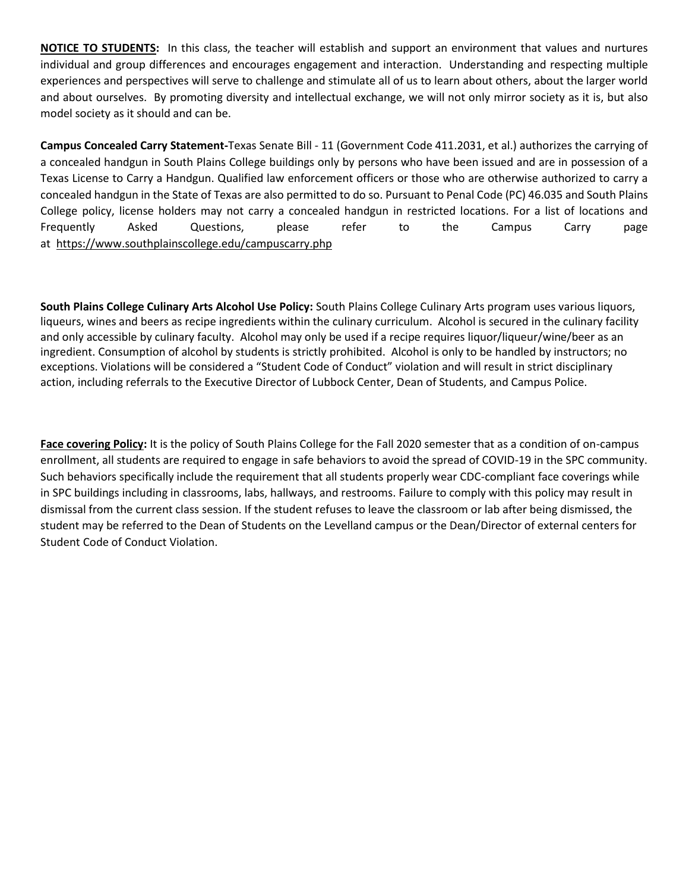**NOTICE TO STUDENTS:** In this class, the teacher will establish and support an environment that values and nurtures individual and group differences and encourages engagement and interaction. Understanding and respecting multiple experiences and perspectives will serve to challenge and stimulate all of us to learn about others, about the larger world and about ourselves. By promoting diversity and intellectual exchange, we will not only mirror society as it is, but also model society as it should and can be.

**Campus Concealed Carry Statement-**Texas Senate Bill - 11 (Government Code 411.2031, et al.) authorizes the carrying of a concealed handgun in South Plains College buildings only by persons who have been issued and are in possession of a Texas License to Carry a Handgun. Qualified law enforcement officers or those who are otherwise authorized to carry a concealed handgun in the State of Texas are also permitted to do so. Pursuant to Penal Code (PC) 46.035 and South Plains College policy, license holders may not carry a concealed handgun in restricted locations. For a list of locations and Frequently Asked Questions, please refer to the Campus Carry page at https://www.southplainscollege.edu/campuscarry.php

**South Plains College Culinary Arts Alcohol Use Policy:** South Plains College Culinary Arts program uses various liquors, liqueurs, wines and beers as recipe ingredients within the culinary curriculum. Alcohol is secured in the culinary facility and only accessible by culinary faculty. Alcohol may only be used if a recipe requires liquor/liqueur/wine/beer as an ingredient. Consumption of alcohol by students is strictly prohibited. Alcohol is only to be handled by instructors; no exceptions. Violations will be considered a "Student Code of Conduct" violation and will result in strict disciplinary action, including referrals to the Executive Director of Lubbock Center, Dean of Students, and Campus Police.

**Face covering Policy:** It is the policy of South Plains College for the Fall 2020 semester that as a condition of on-campus enrollment, all students are required to engage in safe behaviors to avoid the spread of COVID-19 in the SPC community. Such behaviors specifically include the requirement that all students properly wear CDC-compliant face coverings while in SPC buildings including in classrooms, labs, hallways, and restrooms. Failure to comply with this policy may result in dismissal from the current class session. If the student refuses to leave the classroom or lab after being dismissed, the student may be referred to the Dean of Students on the Levelland campus or the Dean/Director of external centers for Student Code of Conduct Violation.